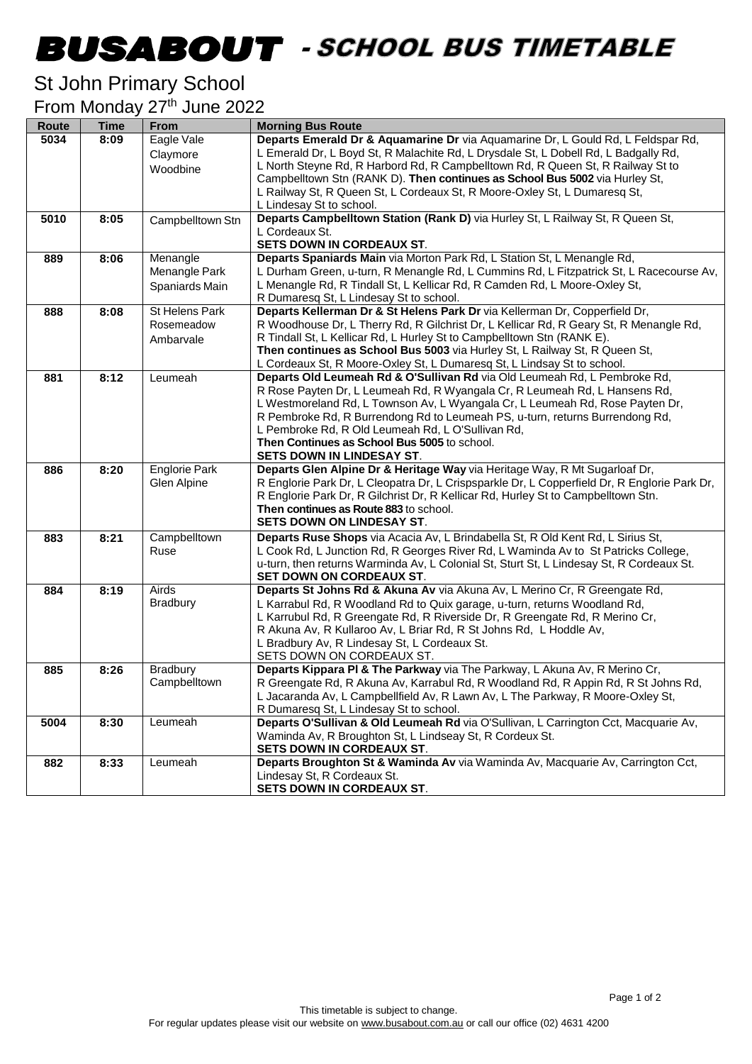# BUSABOUT - SCHOOL BUS TIMETABLE

## St John Primary School

From Monday 27th June 2022

| Route | Time | From | Morning Bus Route |
|---|---|---|---|
| 5034 | 8:09 | Eagle Vale<br>Claymore<br>Woodbine | **Departs Emerald Dr & Aquamarine Dr** via Aquamarine Dr, L Gould Rd, L Feldspar Rd, L Emerald Dr, L Boyd St, R Malachite Rd, L Drysdale St, L Dobell Rd, L Badgally Rd, L North Steyne Rd, R Harbord Rd, R Campbelltown Rd, R Queen St, R Railway St to Campbelltown Stn (RANK D). **Then continues as School Bus 5002** via Hurley St, L Railway St, R Queen St, L Cordeaux St, R Moore-Oxley St, L Dumaresq St, L Lindesay St to school. |
| 5010 | 8:05 | Campbelltown Stn | **Departs Campbelltown Station (Rank D)** via Hurley St, L Railway St, R Queen St, L Cordeaux St.<br>**SETS DOWN IN CORDEAUX ST**. |
| 889 | 8:06 | Menangle<br>Menangle Park<br>Spaniards Main | **Departs Spaniards Main** via Morton Park Rd, L Station St, L Menangle Rd, L Durham Green, u-turn, R Menangle Rd, L Cummins Rd, L Fitzpatrick St, L Racecourse Av, L Menangle Rd, R Tindall St, L Kellicar Rd, R Camden Rd, L Moore-Oxley St, R Dumaresq St, L Lindesay St to school. |
| 888 | 8:08 | St Helens Park<br>Rosemeadow<br>Ambarvale | **Departs Kellerman Dr & St Helens Park Dr** via Kellerman Dr, Copperfield Dr, R Woodhouse Dr, L Therry Rd, R Gilchrist Dr, L Kellicar Rd, R Geary St, R Menangle Rd, R Tindall St, L Kellicar Rd, L Hurley St to Campbelltown Stn (RANK E).<br>**Then continues as School Bus 5003** via Hurley St, L Railway St, R Queen St, L Cordeaux St, R Moore-Oxley St, L Dumaresq St, L Lindsay St to school. |
| 881 | 8:12 | Leumeah | **Departs Old Leumeah Rd & O'Sullivan Rd** via Old Leumeah Rd, L Pembroke Rd, R Rose Payten Dr, L Leumeah Rd, R Wyangala Cr, R Leumeah Rd, L Hansens Rd, L Westmoreland Rd, L Townson Av, L Wyangala Cr, L Leumeah Rd, Rose Payten Dr, R Pembroke Rd, R Burrendong Rd to Leumeah PS, u-turn, returns Burrendong Rd, L Pembroke Rd, R Old Leumeah Rd, L O'Sullivan Rd,<br>**Then Continues as School Bus 5005** to school.<br>**SETS DOWN IN LINDESAY ST**. |
| 886 | 8:20 | Englorie Park<br>Glen Alpine | **Departs Glen Alpine Dr & Heritage Way** via Heritage Way, R Mt Sugarloaf Dr, R Englorie Park Dr, L Cleopatra Dr, L Crispsparkle Dr, L Copperfield Dr, R Englorie Park Dr, R Englorie Park Dr, R Gilchrist Dr, R Kellicar Rd, Hurley St to Campbelltown Stn.<br>**Then continues as Route 883** to school.<br>**SETS DOWN ON LINDESAY ST**. |
| 883 | 8:21 | Campbelltown<br>Ruse | **Departs Ruse Shops** via Acacia Av, L Brindabella St, R Old Kent Rd, L Sirius St, L Cook Rd, L Junction Rd, R Georges River Rd, L Waminda Av to St Patricks College, u-turn, then returns Warminda Av, L Colonial St, Sturt St, L Lindesay St, R Cordeaux St.<br>**SET DOWN ON CORDEAUX ST**. |
| 884 | 8:19 | Airds<br>Bradbury | **Departs St Johns Rd & Akuna Av** via Akuna Av, L Merino Cr, R Greengate Rd, L Karrabul Rd, R Woodland Rd to Quix garage, u-turn, returns Woodland Rd, L Karrubul Rd, R Greengate Rd, R Riverside Dr, R Greengate Rd, R Merino Cr, R Akuna Av, R Kullaroo Av, L Briar Rd, R St Johns Rd, L Hoddle Av, L Bradbury Av, R Lindesay St, L Cordeaux St.<br>SETS DOWN ON CORDEAUX ST. |
| 885 | 8:26 | Bradbury<br>Campbelltown | **Departs Kippara Pl & The Parkway** via The Parkway, L Akuna Av, R Merino Cr, R Greengate Rd, R Akuna Av, Karrabul Rd, R Woodland Rd, R Appin Rd, R St Johns Rd, L Jacaranda Av, L Campbellfield Av, R Lawn Av, L The Parkway, R Moore-Oxley St, R Dumaresq St, L Lindesay St to school. |
| 5004 | 8:30 | Leumeah | **Departs O'Sullivan & Old Leumeah Rd** via O'Sullivan, L Carrington Cct, Macquarie Av, Waminda Av, R Broughton St, L Lindsay St, R Cordeux St.<br>**SETS DOWN IN CORDEAUX ST**. |
| 882 | 8:33 | Leumeah | **Departs Broughton St & Waminda Av** via Waminda Av, Macquarie Av, Carrington Cct, Lindesay St, R Cordeaux St.<br>**SETS DOWN IN CORDEAUX ST**. |

This timetable is subject to change.
For regular updates please visit our website on www.busabout.com.au or call our office (02) 4631 4200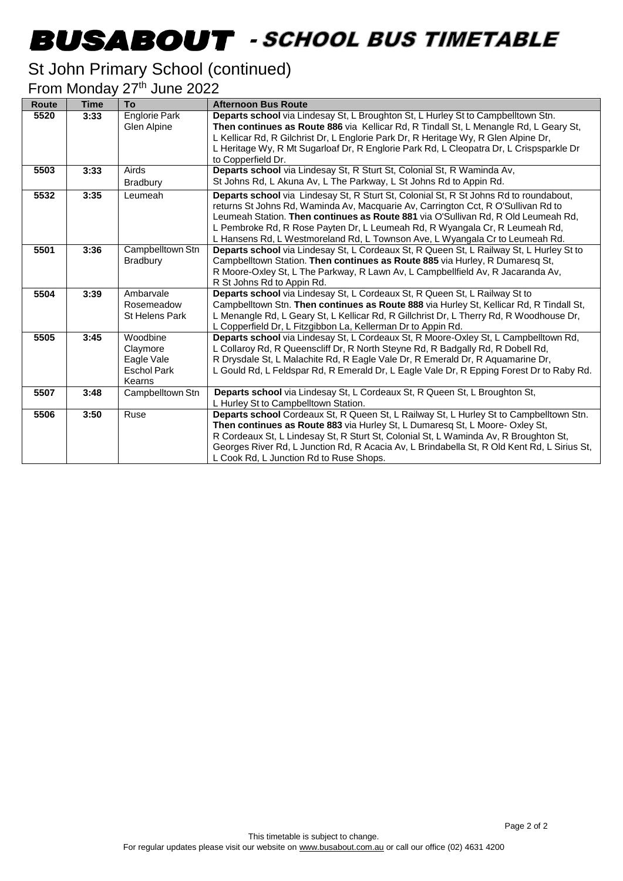# BUSABOUT - SCHOOL BUS TIMETABLE

## St John Primary School (continued)

From Monday 27th June 2022

| Route | Time | To | Afternoon Bus Route |
|---|---|---|---|
| 5520 | 3:33 | Englorie Park Glen Alpine | **Departs school** via Lindesay St, L Broughton St, L Hurley St to Campbelltown Stn. **Then continues as Route 886** via Kellicar Rd, R Tindall St, L Menangle Rd, L Geary St, L Kellicar Rd, R Gilchrist Dr, L Englorie Park Dr, R Heritage Wy, R Glen Alpine Dr, L Heritage Wy, R Mt Sugarloaf Dr, R Englorie Park Rd, L Cleopatra Dr, L Crispsparkle Dr to Copperfield Dr. |
| 5503 | 3:33 | Airds Bradbury | **Departs school** via Lindesay St, R Sturt St, Colonial St, R Waminda Av, St Johns Rd, L Akuna Av, L The Parkway, L St Johns Rd to Appin Rd. |
| 5532 | 3:35 | Leumeah | **Departs school** via Lindesay St, R Sturt St, Colonial St, R St Johns Rd to roundabout, returns St Johns Rd, Waminda Av, Macquarie Av, Carrington Cct, R O'Sullivan Rd to Leumeah Station. **Then continues as Route 881** via O'Sullivan Rd, R Old Leumeah Rd, L Pembroke Rd, R Rose Payten Dr, L Leumeah Rd, R Wyangala Cr, R Leumeah Rd, L Hansens Rd, L Westmoreland Rd, L Townson Ave, L Wyangala Cr to Leumeah Rd. |
| 5501 | 3:36 | Campbelltown Stn Bradbury | **Departs school** via Lindesay St, L Cordeaux St, R Queen St, L Railway St, L Hurley St to Campbelltown Station. **Then continues as Route 885** via Hurley, R Dumaresq St, R Moore-Oxley St, L The Parkway, R Lawn Av, L Campbellfield Av, R Jacaranda Av, R St Johns Rd to Appin Rd. |
| 5504 | 3:39 | Ambarvale Rosemeadow St Helens Park | **Departs school** via Lindesay St, L Cordeaux St, R Queen St, L Railway St to Campbelltown Stn. **Then continues as Route 888** via Hurley St, Kellicar Rd, R Tindall St, L Menangle Rd, L Geary St, L Kellicar Rd, R Gillchrist Dr, L Therry Rd, R Woodhouse Dr, L Copperfield Dr, L Fitzgibbon La, Kellerman Dr to Appin Rd. |
| 5505 | 3:45 | Woodbine Claymore Eagle Vale Eschol Park Kearns | **Departs school** via Lindesay St, L Cordeaux St, R Moore-Oxley St, L Campbelltown Rd, L Collaroy Rd, R Queenscliff Dr, R North Steyne Rd, R Badgally Rd, R Dobell Rd, R Drysdale St, L Malachite Rd, R Eagle Vale Dr, R Emerald Dr, R Aquamarine Dr, L Gould Rd, L Feldspar Rd, R Emerald Dr, L Eagle Vale Dr, R Epping Forest Dr to Raby Rd. |
| 5507 | 3:48 | Campbelltown Stn | **Departs school** via Lindesay St, L Cordeaux St, R Queen St, L Broughton St, L Hurley St to Campbelltown Station. |
| 5506 | 3:50 | Ruse | **Departs school** Cordeaux St, R Queen St, L Railway St, L Hurley St to Campbelltown Stn. **Then continues as Route 883** via Hurley St, L Dumaresq St, L Moore- Oxley St, R Cordeaux St, L Lindesay St, R Sturt St, Colonial St, L Waminda Av, R Broughton St, Georges River Rd, L Junction Rd, R Acacia Av, L Brindabella St, R Old Kent Rd, L Sirius St, L Cook Rd, L Junction Rd to Ruse Shops. |

This timetable is subject to change.
For regular updates please visit our website on www.busabout.com.au or call our office (02) 4631 4200